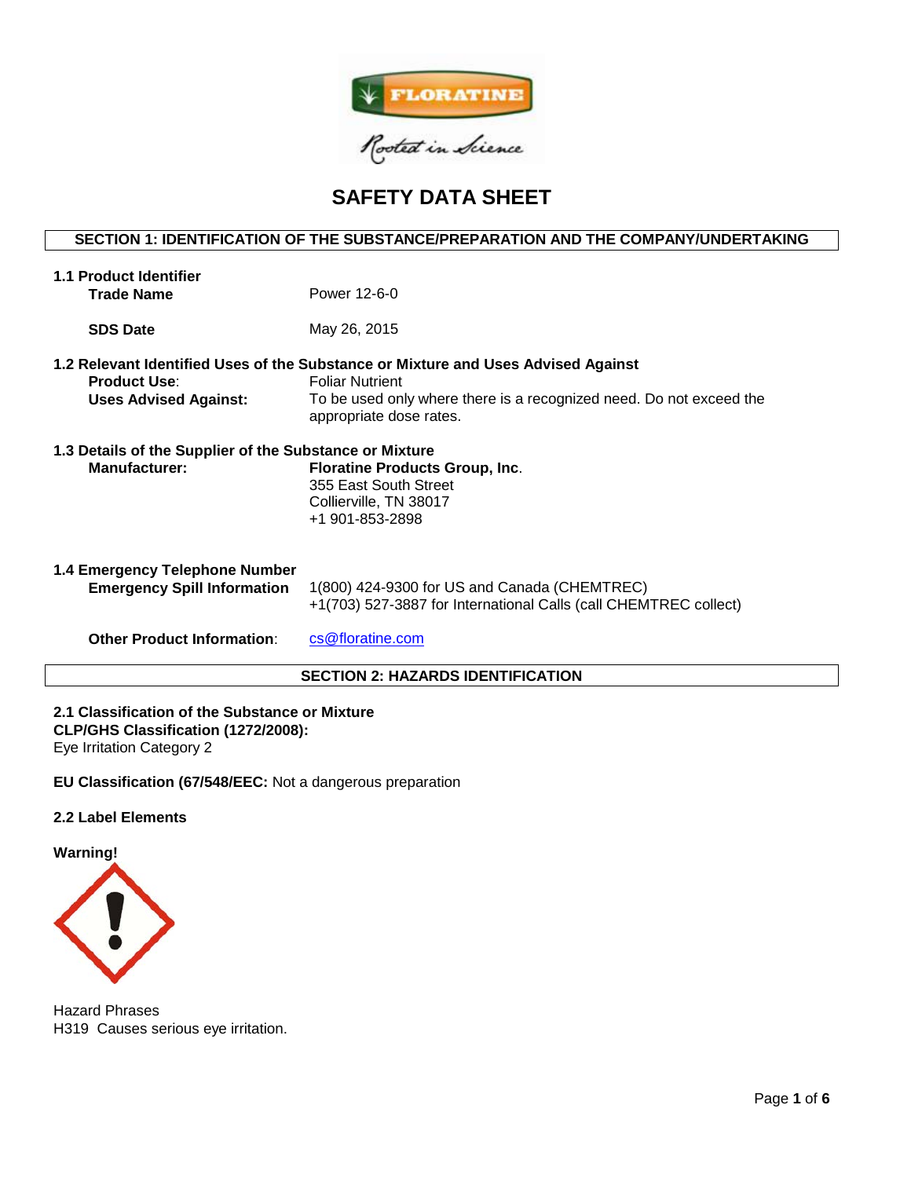# SAFETY DATA SHEET

## SECTION 1: IDENTIFICATION OF THE SUBSTANCE/PREPARATION AND THE COMPANY/UNDERTAKING

### 1.1 Product Identifier

**Trade Name** Power 12-6-0

**SDS Date** May 26, 2015

### 1.2 Relevant Identified Uses of the Substance or Mixture and Uses Advised Against

**Product Use**: Foliar Nutrient

**Uses Advised Against:** To be used only where there is a recognized need. Do not exceed the appropriate dose rates.

### 1.3 Details of the Supplier of the Substance or Mixture

**Manufacturer:** **Floratine Products Group, Inc**.
355 East South Street
Collierville, TN 38017
+1 901-853-2898

### 1.4 Emergency Telephone Number

**Emergency Spill Information** 1(800) 424-9300 for US and Canada (CHEMTREC)
+1(703) 527-3887 for International Calls (call CHEMTREC collect)

**Other Product Information**: cs@floratine.com

## SECTION 2: HAZARDS IDENTIFICATION

**2.1 Classification of the Substance or Mixture**
**CLP/GHS Classification (1272/2008):**
Eye Irritation Category 2

**EU Classification (67/548/EEC:** Not a dangerous preparation

**2.2 Label Elements**

**Warning!**

Hazard Phrases
H319 Causes serious eye irritation.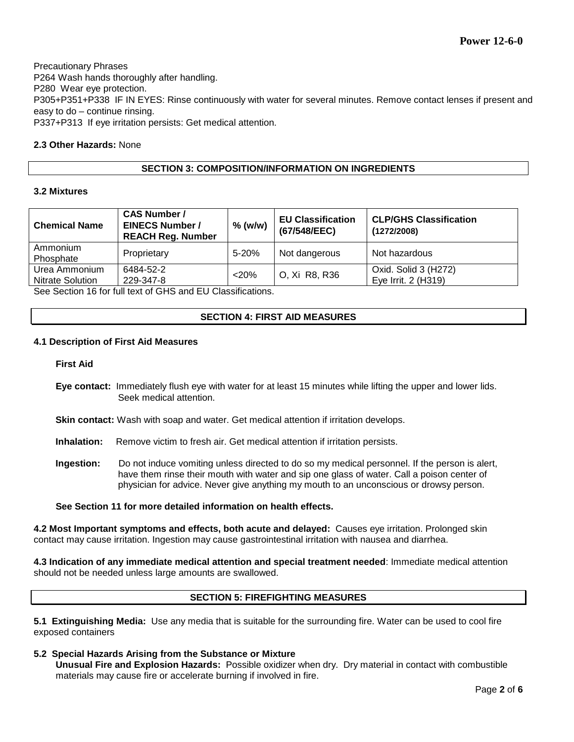Precautionary Phrases

P264 Wash hands thoroughly after handling.

P280 Wear eye protection.

P305+P351+P338 IF IN EYES: Rinse continuously with water for several minutes. Remove contact lenses if present and easy to do – continue rinsing.

P337+P313 If eye irritation persists: Get medical attention.

**2.3 Other Hazards:** None

## SECTION 3: COMPOSITION/INFORMATION ON INGREDIENTS

**3.2 Mixtures**

| Chemical Name | CAS Number / EINECS Number / REACH Reg. Number | % (w/w) | EU Classification (67/548/EEC) | CLP/GHS Classification (1272/2008) |
|---|---|---|---|---|
| Ammonium Phosphate | Proprietary | 5-20% | Not dangerous | Not hazardous |
| Urea Ammonium Nitrate Solution | 6484-52-2 229-347-8 | <20% | O, Xi R8, R36 | Oxid. Solid 3 (H272) Eye Irrit. 2 (H319) |

See Section 16 for full text of GHS and EU Classifications.

## SECTION 4: FIRST AID MEASURES

**4.1 Description of First Aid Measures**

**First Aid**

**Eye contact:** Immediately flush eye with water for at least 15 minutes while lifting the upper and lower lids. Seek medical attention.

**Skin contact:** Wash with soap and water. Get medical attention if irritation develops.

**Inhalation:** Remove victim to fresh air. Get medical attention if irritation persists.

**Ingestion:** Do not induce vomiting unless directed to do so my medical personnel. If the person is alert, have them rinse their mouth with water and sip one glass of water. Call a poison center of physician for advice. Never give anything my mouth to an unconscious or drowsy person.

**See Section 11 for more detailed information on health effects.**

**4.2 Most Important symptoms and effects, both acute and delayed:** Causes eye irritation. Prolonged skin contact may cause irritation. Ingestion may cause gastrointestinal irritation with nausea and diarrhea.

**4.3 Indication of any immediate medical attention and special treatment needed**: Immediate medical attention should not be needed unless large amounts are swallowed.

## SECTION 5: FIREFIGHTING MEASURES

**5.1 Extinguishing Media:** Use any media that is suitable for the surrounding fire. Water can be used to cool fire exposed containers

**5.2 Special Hazards Arising from the Substance or Mixture**

**Unusual Fire and Explosion Hazards:** Possible oxidizer when dry. Dry material in contact with combustible materials may cause fire or accelerate burning if involved in fire.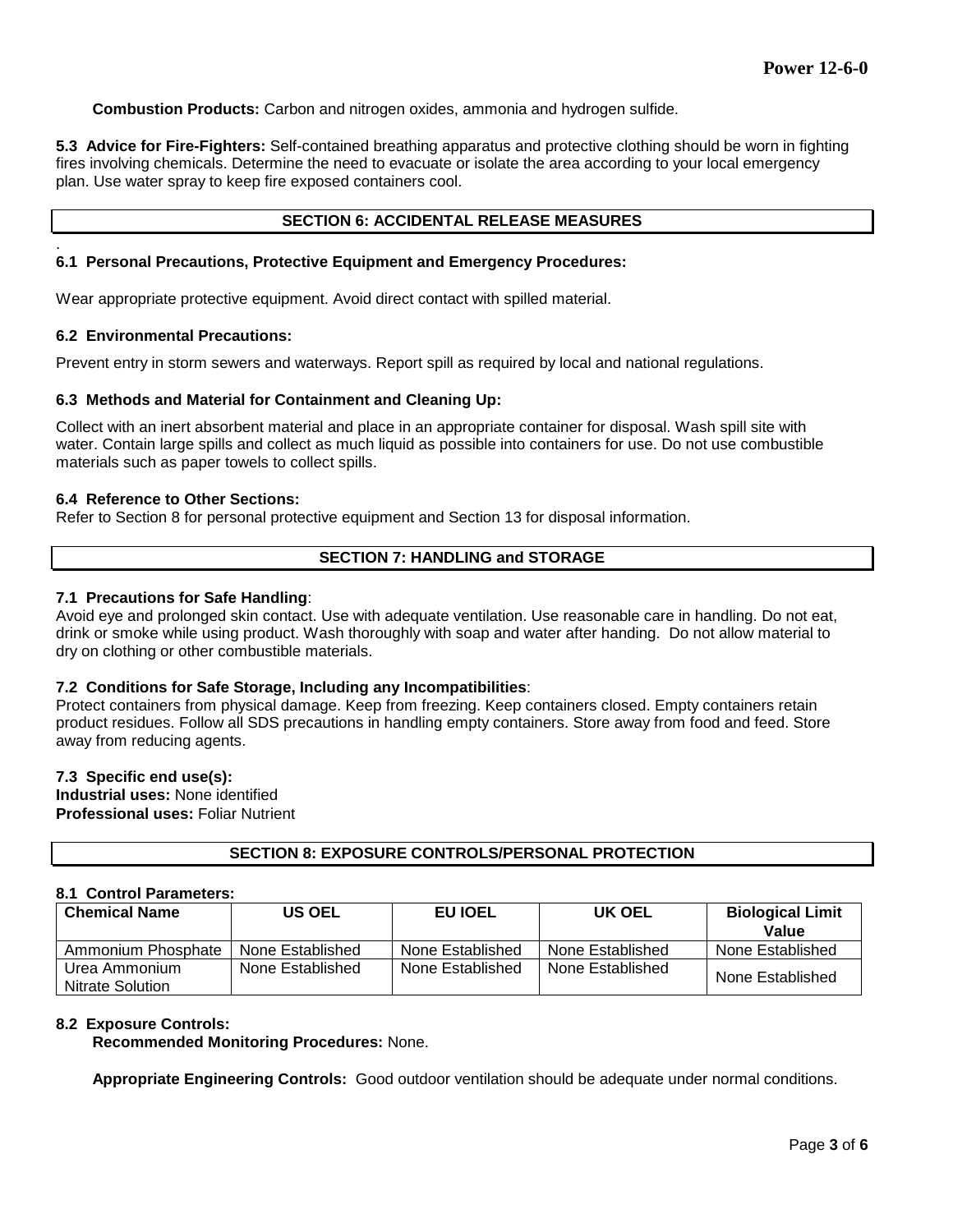**Combustion Products:** Carbon and nitrogen oxides, ammonia and hydrogen sulfide.

**5.3 Advice for Fire-Fighters:** Self-contained breathing apparatus and protective clothing should be worn in fighting fires involving chemicals. Determine the need to evacuate or isolate the area according to your local emergency plan. Use water spray to keep fire exposed containers cool.

## SECTION 6: ACCIDENTAL RELEASE MEASURES

### 6.1 Personal Precautions, Protective Equipment and Emergency Procedures:

Wear appropriate protective equipment. Avoid direct contact with spilled material.

### 6.2 Environmental Precautions:

Prevent entry in storm sewers and waterways. Report spill as required by local and national regulations.

### 6.3 Methods and Material for Containment and Cleaning Up:

Collect with an inert absorbent material and place in an appropriate container for disposal. Wash spill site with water. Contain large spills and collect as much liquid as possible into containers for use. Do not use combustible materials such as paper towels to collect spills.

### 6.4 Reference to Other Sections:

Refer to Section 8 for personal protective equipment and Section 13 for disposal information.

## SECTION 7: HANDLING and STORAGE

### 7.1 Precautions for Safe Handling:

Avoid eye and prolonged skin contact. Use with adequate ventilation. Use reasonable care in handling. Do not eat, drink or smoke while using product. Wash thoroughly with soap and water after handing. Do not allow material to dry on clothing or other combustible materials.

### 7.2 Conditions for Safe Storage, Including any Incompatibilities:

Protect containers from physical damage. Keep from freezing. Keep containers closed. Empty containers retain product residues. Follow all SDS precautions in handling empty containers. Store away from food and feed. Store away from reducing agents.

### 7.3 Specific end use(s):

**Industrial uses:** None identified
**Professional uses:** Foliar Nutrient

## SECTION 8: EXPOSURE CONTROLS/PERSONAL PROTECTION

### 8.1 Control Parameters:

| Chemical Name | US OEL | EU IOEL | UK OEL | Biological Limit Value |
|---|---|---|---|---|
| Ammonium Phosphate | None Established | None Established | None Established | None Established |
| Urea Ammonium Nitrate Solution | None Established | None Established | None Established | None Established |

### 8.2 Exposure Controls:

**Recommended Monitoring Procedures:** None.

**Appropriate Engineering Controls:** Good outdoor ventilation should be adequate under normal conditions.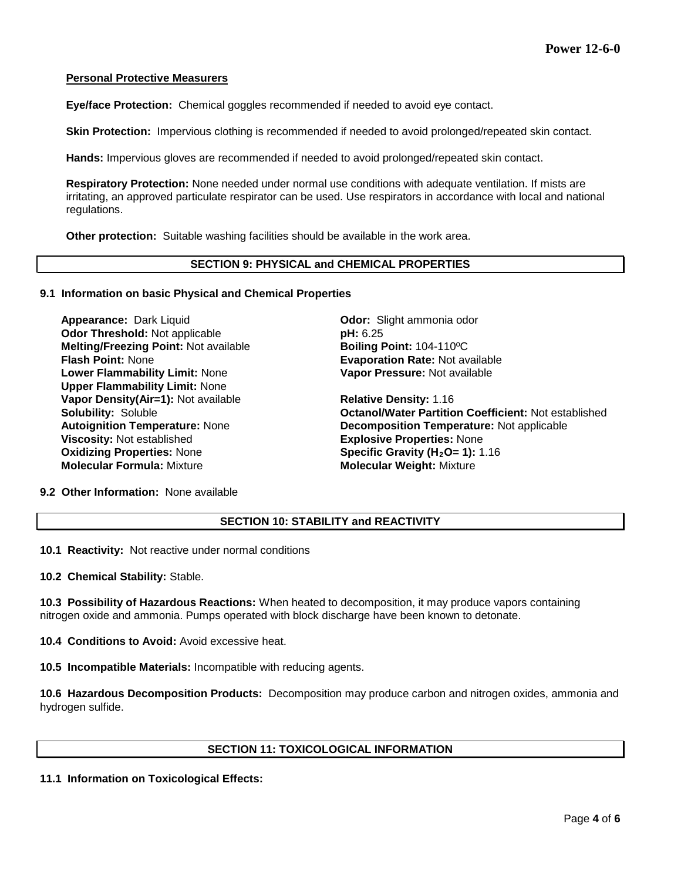**Personal Protective Measurers**

**Eye/face Protection:** Chemical goggles recommended if needed to avoid eye contact.

**Skin Protection:** Impervious clothing is recommended if needed to avoid prolonged/repeated skin contact.

**Hands:** Impervious gloves are recommended if needed to avoid prolonged/repeated skin contact.

**Respiratory Protection:** None needed under normal use conditions with adequate ventilation. If mists are irritating, an approved particulate respirator can be used. Use respirators in accordance with local and national regulations.

**Other protection:** Suitable washing facilities should be available in the work area.

## SECTION 9: PHYSICAL and CHEMICAL PROPERTIES

### 9.1 Information on basic Physical and Chemical Properties

**Appearance:** Dark Liquid
**Odor Threshold:** Not applicable
**Melting/Freezing Point:** Not available
**Flash Point:** None
**Lower Flammability Limit:** None
**Upper Flammability Limit:** None
**Vapor Density(Air=1):** Not available
**Solubility:** Soluble
**Autoignition Temperature:** None
**Viscosity:** Not established
**Oxidizing Properties:** None
**Molecular Formula:** Mixture

**Odor:** Slight ammonia odor
**pH:** 6.25
**Boiling Point:** 104-110ºC
**Evaporation Rate:** Not available
**Vapor Pressure:** Not available

**Relative Density:** 1.16
**Octanol/Water Partition Coefficient:** Not established
**Decomposition Temperature:** Not applicable
**Explosive Properties:** None
**Specific Gravity ($H_2O$= 1):** 1.16
**Molecular Weight:** Mixture

**9.2 Other Information:** None available

## SECTION 10: STABILITY and REACTIVITY

**10.1 Reactivity:** Not reactive under normal conditions

**10.2 Chemical Stability:** Stable.

**10.3 Possibility of Hazardous Reactions:** When heated to decomposition, it may produce vapors containing nitrogen oxide and ammonia. Pumps operated with block discharge have been known to detonate.

**10.4 Conditions to Avoid:** Avoid excessive heat.

**10.5 Incompatible Materials:** Incompatible with reducing agents.

**10.6 Hazardous Decomposition Products:** Decomposition may produce carbon and nitrogen oxides, ammonia and hydrogen sulfide.

## SECTION 11: TOXICOLOGICAL INFORMATION

### 11.1 Information on Toxicological Effects: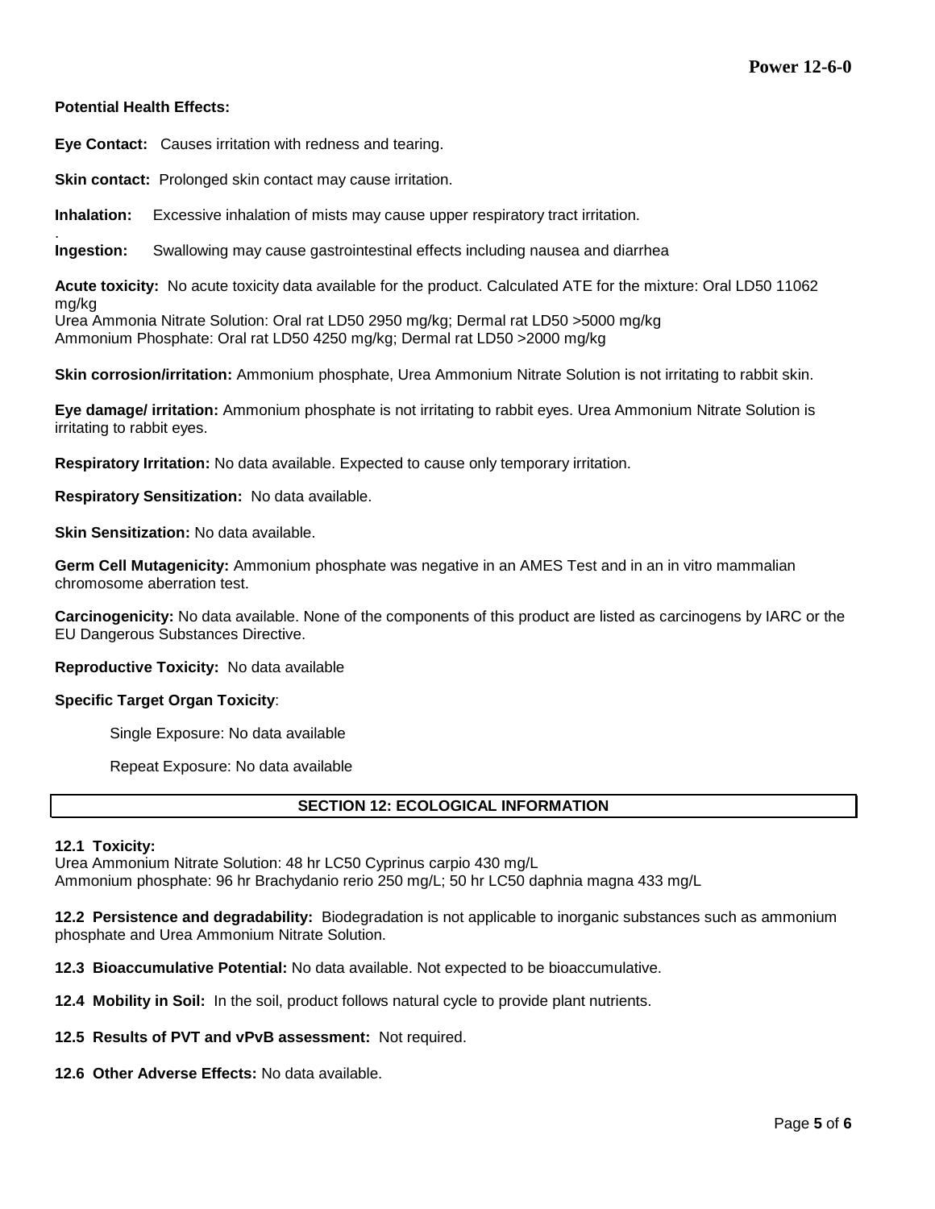**Potential Health Effects:**

**Eye Contact:** Causes irritation with redness and tearing.

**Skin contact:** Prolonged skin contact may cause irritation.

**Inhalation:** Excessive inhalation of mists may cause upper respiratory tract irritation.

**Ingestion:** Swallowing may cause gastrointestinal effects including nausea and diarrhea

**Acute toxicity:** No acute toxicity data available for the product. Calculated ATE for the mixture: Oral LD50 11062 mg/kg
Urea Ammonia Nitrate Solution: Oral rat LD50 2950 mg/kg; Dermal rat LD50 >5000 mg/kg
Ammonium Phosphate: Oral rat LD50 4250 mg/kg; Dermal rat LD50 >2000 mg/kg

**Skin corrosion/irritation:** Ammonium phosphate, Urea Ammonium Nitrate Solution is not irritating to rabbit skin.

**Eye damage/ irritation:** Ammonium phosphate is not irritating to rabbit eyes. Urea Ammonium Nitrate Solution is irritating to rabbit eyes.

**Respiratory Irritation:** No data available. Expected to cause only temporary irritation.

**Respiratory Sensitization:** No data available.

**Skin Sensitization:** No data available.

**Germ Cell Mutagenicity:** Ammonium phosphate was negative in an AMES Test and in an in vitro mammalian chromosome aberration test.

**Carcinogenicity:** No data available. None of the components of this product are listed as carcinogens by IARC or the EU Dangerous Substances Directive.

**Reproductive Toxicity:** No data available

**Specific Target Organ Toxicity**:

Single Exposure: No data available

Repeat Exposure: No data available

## SECTION 12: ECOLOGICAL INFORMATION

**12.1 Toxicity:**
Urea Ammonium Nitrate Solution: 48 hr LC50 Cyprinus carpio 430 mg/L
Ammonium phosphate: 96 hr Brachydanio rerio 250 mg/L; 50 hr LC50 daphnia magna 433 mg/L

**12.2 Persistence and degradability:** Biodegradation is not applicable to inorganic substances such as ammonium phosphate and Urea Ammonium Nitrate Solution.

**12.3 Bioaccumulative Potential:** No data available. Not expected to be bioaccumulative.

**12.4 Mobility in Soil:** In the soil, product follows natural cycle to provide plant nutrients.

**12.5 Results of PVT and vPvB assessment:** Not required.

**12.6 Other Adverse Effects:** No data available.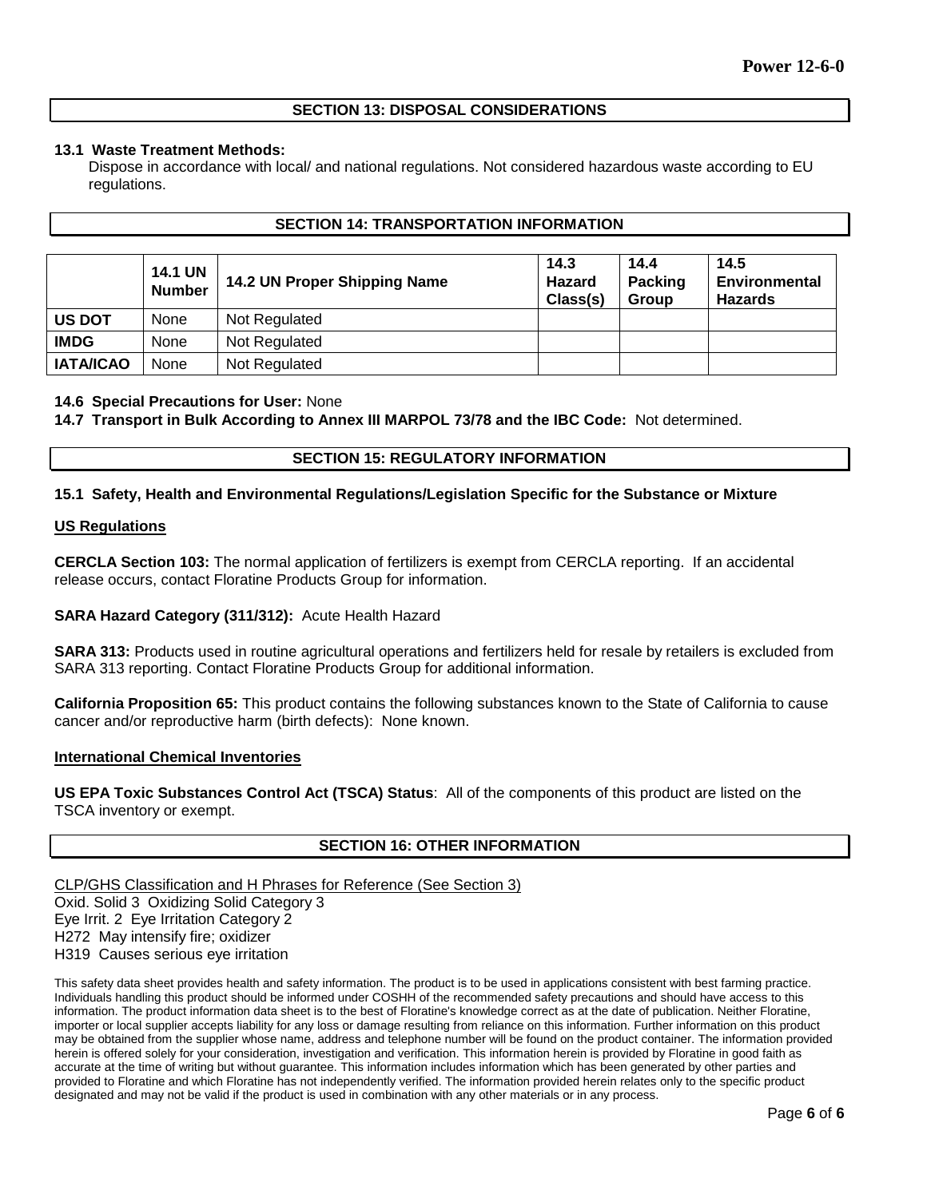## SECTION 13: DISPOSAL CONSIDERATIONS

**13.1 Waste Treatment Methods:**

Dispose in accordance with local/ and national regulations. Not considered hazardous waste according to EU regulations.

## SECTION 14: TRANSPORTATION INFORMATION

| | 14.1 UN Number | 14.2 UN Proper Shipping Name | 14.3 Hazard Class(s) | 14.4 Packing Group | 14.5 Environmental Hazards |
|---|---|---|---|---|---|
| **US DOT** | None | Not Regulated | | | |
| **IMDG** | None | Not Regulated | | | |
| **IATA/ICAO** | None | Not Regulated | | | |

**14.6 Special Precautions for User:** None

**14.7 Transport in Bulk According to Annex III MARPOL 73/78 and the IBC Code:** Not determined.

## SECTION 15: REGULATORY INFORMATION

**15.1 Safety, Health and Environmental Regulations/Legislation Specific for the Substance or Mixture**

**US Regulations**

**CERCLA Section 103:** The normal application of fertilizers is exempt from CERCLA reporting. If an accidental release occurs, contact Floratine Products Group for information.

**SARA Hazard Category (311/312):** Acute Health Hazard

**SARA 313:** Products used in routine agricultural operations and fertilizers held for resale by retailers is excluded from SARA 313 reporting. Contact Floratine Products Group for additional information.

**California Proposition 65:** This product contains the following substances known to the State of California to cause cancer and/or reproductive harm (birth defects): None known.

**International Chemical Inventories**

**US EPA Toxic Substances Control Act (TSCA) Status**: All of the components of this product are listed on the TSCA inventory or exempt.

## SECTION 16: OTHER INFORMATION

CLP/GHS Classification and H Phrases for Reference (See Section 3)

Oxid. Solid 3 Oxidizing Solid Category 3

Eye Irrit. 2 Eye Irritation Category 2

H272 May intensify fire; oxidizer

H319 Causes serious eye irritation

This safety data sheet provides health and safety information. The product is to be used in applications consistent with best farming practice. Individuals handling this product should be informed under COSHH of the recommended safety precautions and should have access to this information. The product information data sheet is to the best of Floratine's knowledge correct as at the date of publication. Neither Floratine, importer or local supplier accepts liability for any loss or damage resulting from reliance on this information. Further information on this product may be obtained from the supplier whose name, address and telephone number will be found on the product container. The information provided herein is offered solely for your consideration, investigation and verification. This information herein is provided by Floratine in good faith as accurate at the time of writing but without guarantee. This information includes information which has been generated by other parties and provided to Floratine and which Floratine has not independently verified. The information provided herein relates only to the specific product designated and may not be valid if the product is used in combination with any other materials or in any process.